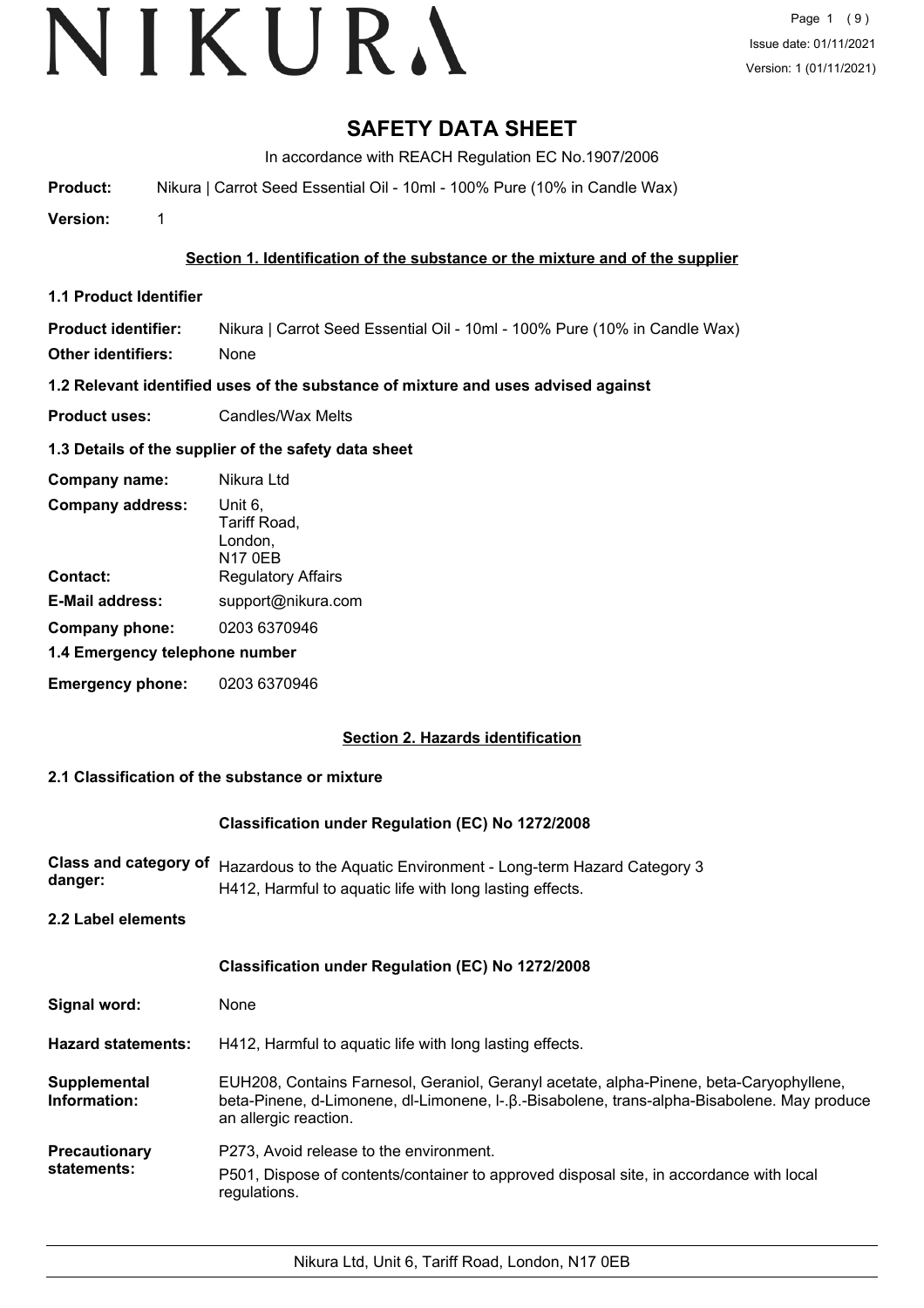# SAFETY DATA SHEET

In accordance with REACH Regulation EC No.1907/2006

**Product:** Nikura | Carrot Seed Essential Oil - 10ml - 100% Pure (10% in Candle Wax)

**Version:** 1

## Section 1. Identification of the substance or the mixture and of the supplier

### 1.1 Product Identifier

**Product identifier:** Nikura | Carrot Seed Essential Oil - 10ml - 100% Pure (10% in Candle Wax)

**Other identifiers:** None

### 1.2 Relevant identified uses of the substance of mixture and uses advised against

**Product uses:** Candles/Wax Melts

### 1.3 Details of the supplier of the safety data sheet

**Company name:** Nikura Ltd

**Company address:** Unit 6, Tariff Road, London, N17 0EB

**Contact:** Regulatory Affairs

**E-Mail address:** support@nikura.com

**Company phone:** 0203 6370946

### 1.4 Emergency telephone number

**Emergency phone:** 0203 6370946

## Section 2. Hazards identification

### 2.1 Classification of the substance or mixture

**Classification under Regulation (EC) No 1272/2008**

**Class and category of danger:** Hazardous to the Aquatic Environment - Long-term Hazard Category 3
H412, Harmful to aquatic life with long lasting effects.

### 2.2 Label elements

**Classification under Regulation (EC) No 1272/2008**

**Signal word:** None

**Hazard statements:** H412, Harmful to aquatic life with long lasting effects.

**Supplemental Information:** EUH208, Contains Farnesol, Geraniol, Geranyl acetate, alpha-Pinene, beta-Caryophyllene, beta-Pinene, d-Limonene, dl-Limonene, l-.β.-Bisabolene, trans-alpha-Bisabolene. May produce an allergic reaction.

**Precautionary statements:** P273, Avoid release to the environment.

P501, Dispose of contents/container to approved disposal site, in accordance with local regulations.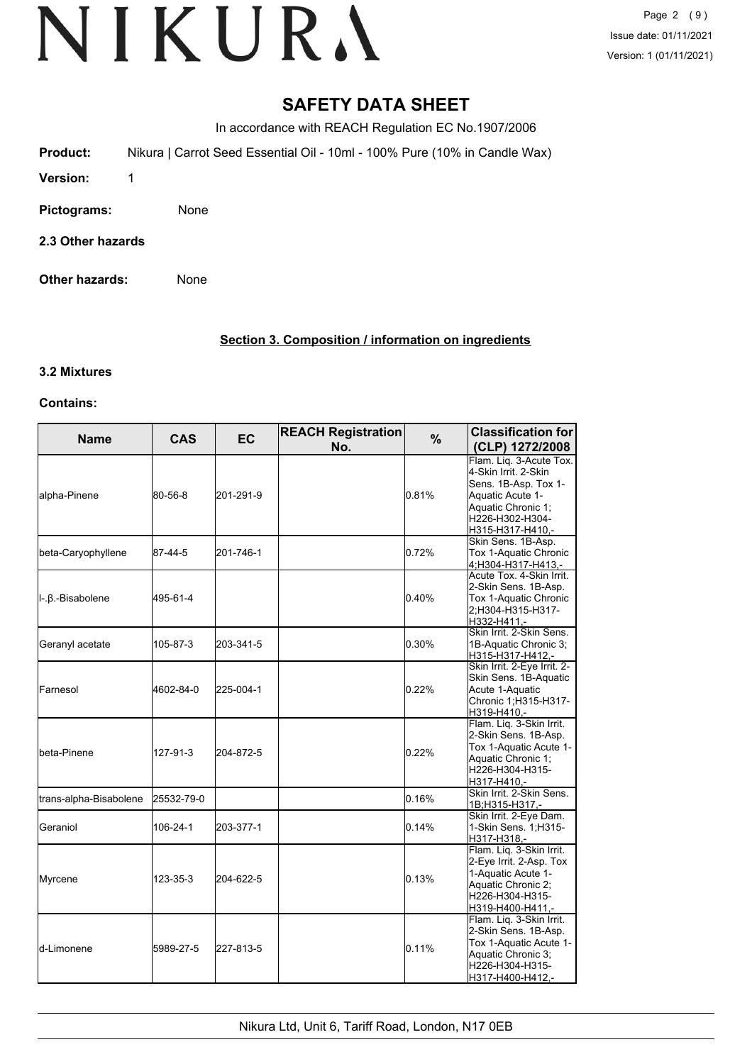# SAFETY DATA SHEET

In accordance with REACH Regulation EC No.1907/2006

**Product:** Nikura | Carrot Seed Essential Oil - 10ml - 100% Pure (10% in Candle Wax)

**Version:** 1

**Pictograms:** None

**2.3 Other hazards**

**Other hazards:** None

## Section 3. Composition / information on ingredients

**3.2 Mixtures**

**Contains:**

| Name | CAS | EC | REACH Registration No. | % | Classification for (CLP) 1272/2008 |
|---|---|---|---|---|---|
| alpha-Pinene | 80-56-8 | 201-291-9 | | 0.81% | Flam. Liq. 3-Acute Tox. 4-Skin Irrit. 2-Skin Sens. 1B-Asp. Tox 1-Aquatic Acute 1-Aquatic Chronic 1;H226-H302-H304-H315-H317-H410,- |
| beta-Caryophyllene | 87-44-5 | 201-746-1 | | 0.72% | Skin Sens. 1B-Asp. Tox 1-Aquatic Chronic 4;H304-H317-H413,- |
| l-.β.-Bisabolene | 495-61-4 | | | 0.40% | Acute Tox. 4-Skin Irrit. 2-Skin Sens. 1B-Asp. Tox 1-Aquatic Chronic 2;H304-H315-H317-H332-H411,- |
| Geranyl acetate | 105-87-3 | 203-341-5 | | 0.30% | Skin Irrit. 2-Skin Sens. 1B-Aquatic Chronic 3;H315-H317-H412,- |
| Farnesol | 4602-84-0 | 225-004-1 | | 0.22% | Skin Irrit. 2-Eye Irrit. 2-Skin Sens. 1B-Aquatic Acute 1-Aquatic Chronic 1;H315-H317-H319-H410,- |
| beta-Pinene | 127-91-3 | 204-872-5 | | 0.22% | Flam. Liq. 3-Skin Irrit. 2-Skin Sens. 1B-Asp. Tox 1-Aquatic Acute 1-Aquatic Chronic 1;H226-H304-H315-H317-H410,- |
| trans-alpha-Bisabolene | 25532-79-0 | | | 0.16% | Skin Irrit. 2-Skin Sens. 1B;H315-H317,- |
| Geraniol | 106-24-1 | 203-377-1 | | 0.14% | Skin Irrit. 2-Eye Dam. 1-Skin Sens. 1;H315-H317-H318,- |
| Myrcene | 123-35-3 | 204-622-5 | | 0.13% | Flam. Liq. 3-Skin Irrit. 2-Eye Irrit. 2-Asp. Tox 1-Aquatic Acute 1-Aquatic Chronic 2;H226-H304-H315-H319-H400-H411,- |
| d-Limonene | 5989-27-5 | 227-813-5 | | 0.11% | Flam. Liq. 3-Skin Irrit. 2-Skin Sens. 1B-Asp. Tox 1-Aquatic Acute 1-Aquatic Chronic 3;H226-H304-H315-H317-H400-H412,- |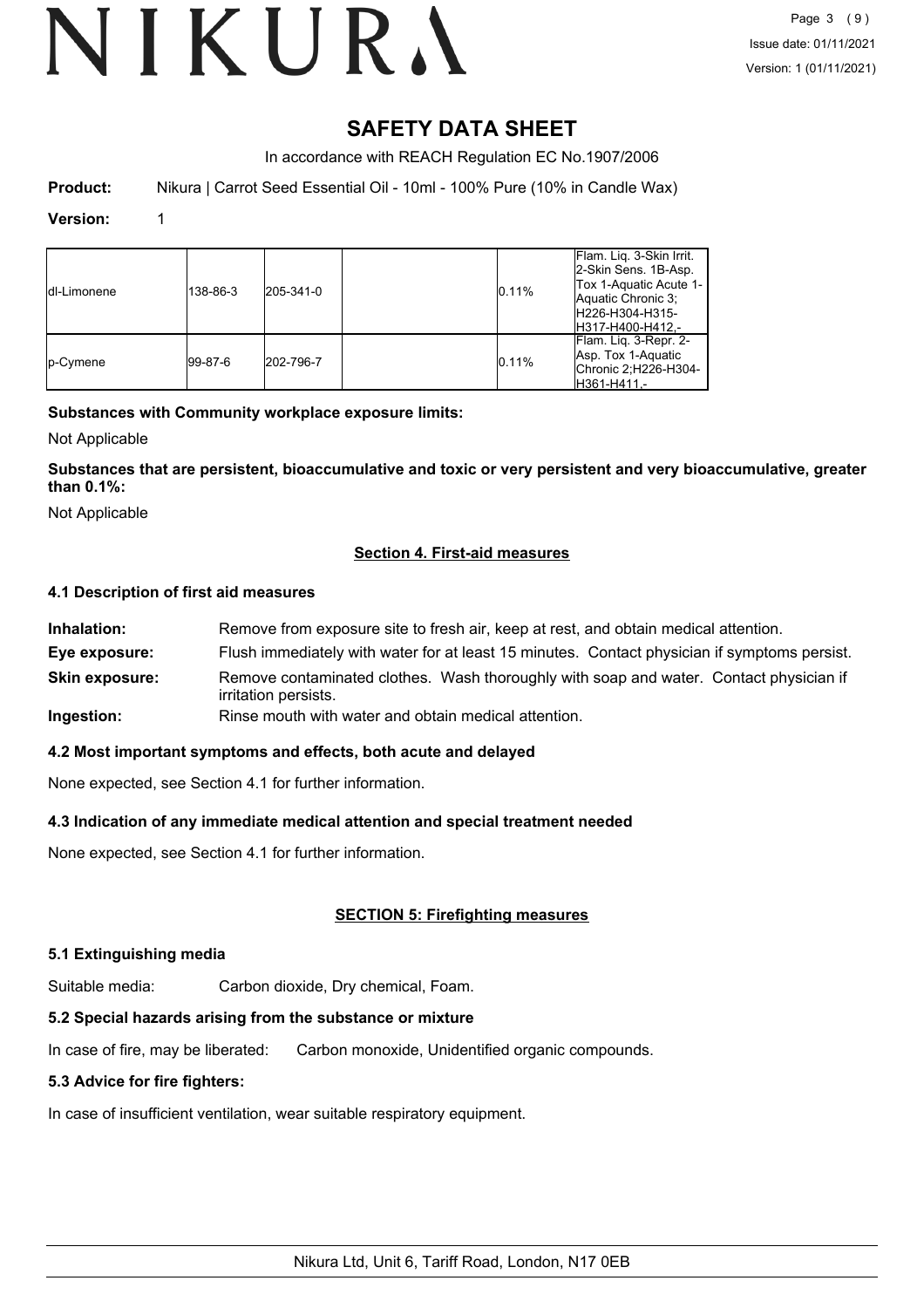# SAFETY DATA SHEET

In accordance with REACH Regulation EC No.1907/2006

**Product:** Nikura | Carrot Seed Essential Oil - 10ml - 100% Pure (10% in Candle Wax)

**Version:** 1

| | | | | | |
|---|---|---|---|---|---|
| dl-Limonene | 138-86-3 | 205-341-0 | | 0.11% | Flam. Liq. 3-Skin Irrit. 2-Skin Sens. 1B-Asp. Tox 1-Aquatic Acute 1-Aquatic Chronic 3; H226-H304-H315-H317-H400-H412,- |
| p-Cymene | 99-87-6 | 202-796-7 | | 0.11% | Flam. Liq. 3-Repr. 2-Asp. Tox 1-Aquatic Chronic 2;H226-H304-H361-H411,- |

**Substances with Community workplace exposure limits:**

Not Applicable

**Substances that are persistent, bioaccumulative and toxic or very persistent and very bioaccumulative, greater than 0.1%:**

Not Applicable

## Section 4. First-aid measures

### 4.1 Description of first aid measures

**Inhalation:** Remove from exposure site to fresh air, keep at rest, and obtain medical attention.

**Eye exposure:** Flush immediately with water for at least 15 minutes. Contact physician if symptoms persist.

**Skin exposure:** Remove contaminated clothes. Wash thoroughly with soap and water. Contact physician if irritation persists.

**Ingestion:** Rinse mouth with water and obtain medical attention.

### 4.2 Most important symptoms and effects, both acute and delayed

None expected, see Section 4.1 for further information.

### 4.3 Indication of any immediate medical attention and special treatment needed

None expected, see Section 4.1 for further information.

## SECTION 5: Firefighting measures

### 5.1 Extinguishing media

Suitable media: Carbon dioxide, Dry chemical, Foam.

### 5.2 Special hazards arising from the substance or mixture

In case of fire, may be liberated: Carbon monoxide, Unidentified organic compounds.

### 5.3 Advice for fire fighters:

In case of insufficient ventilation, wear suitable respiratory equipment.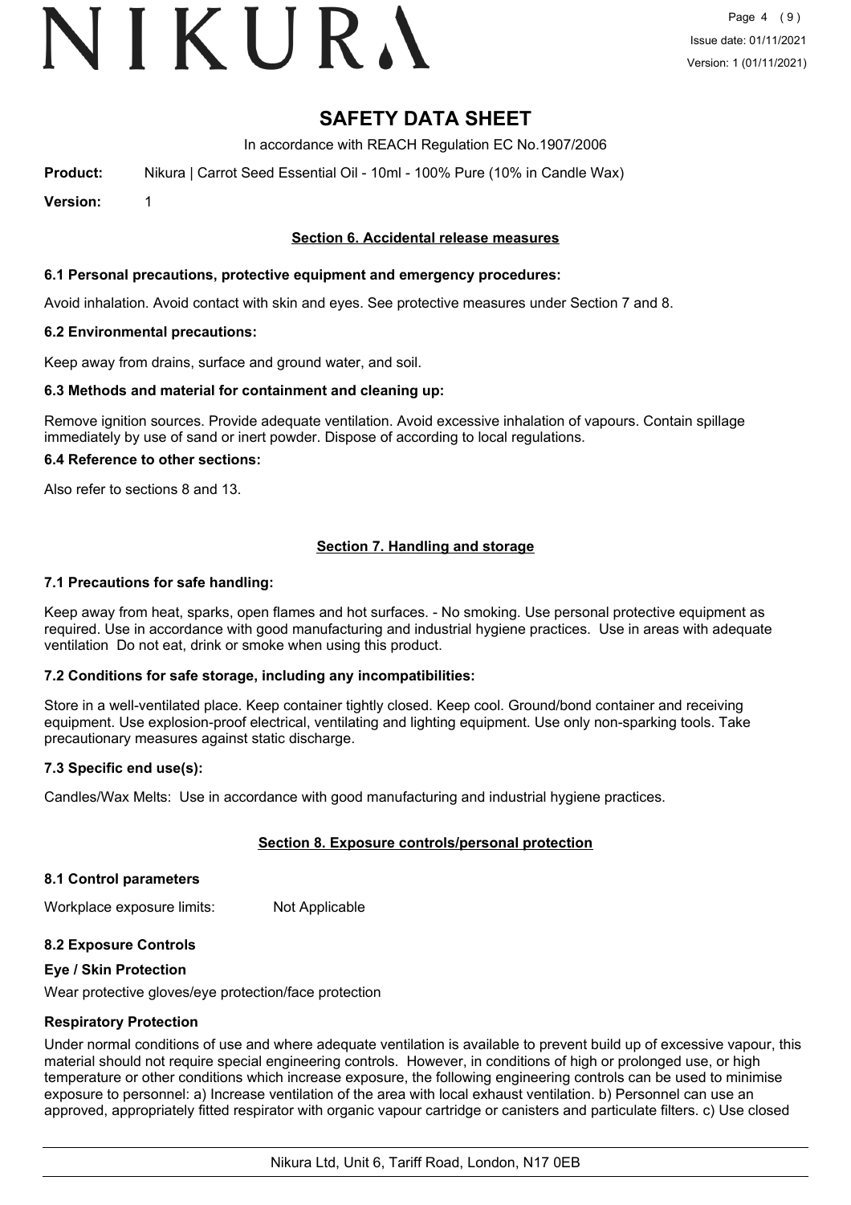# SAFETY DATA SHEET

In accordance with REACH Regulation EC No.1907/2006

**Product:** Nikura | Carrot Seed Essential Oil - 10ml - 100% Pure (10% in Candle Wax)

**Version:** 1

## Section 6. Accidental release measures

### 6.1 Personal precautions, protective equipment and emergency procedures:

Avoid inhalation. Avoid contact with skin and eyes. See protective measures under Section 7 and 8.

### 6.2 Environmental precautions:

Keep away from drains, surface and ground water, and soil.

### 6.3 Methods and material for containment and cleaning up:

Remove ignition sources. Provide adequate ventilation. Avoid excessive inhalation of vapours. Contain spillage immediately by use of sand or inert powder. Dispose of according to local regulations.

### 6.4 Reference to other sections:

Also refer to sections 8 and 13.

## Section 7. Handling and storage

### 7.1 Precautions for safe handling:

Keep away from heat, sparks, open flames and hot surfaces. - No smoking. Use personal protective equipment as required. Use in accordance with good manufacturing and industrial hygiene practices. Use in areas with adequate ventilation Do not eat, drink or smoke when using this product.

### 7.2 Conditions for safe storage, including any incompatibilities:

Store in a well-ventilated place. Keep container tightly closed. Keep cool. Ground/bond container and receiving equipment. Use explosion-proof electrical, ventilating and lighting equipment. Use only non-sparking tools. Take precautionary measures against static discharge.

### 7.3 Specific end use(s):

Candles/Wax Melts: Use in accordance with good manufacturing and industrial hygiene practices.

## Section 8. Exposure controls/personal protection

### 8.1 Control parameters

Workplace exposure limits: Not Applicable

### 8.2 Exposure Controls

#### Eye / Skin Protection

Wear protective gloves/eye protection/face protection

#### Respiratory Protection

Under normal conditions of use and where adequate ventilation is available to prevent build up of excessive vapour, this material should not require special engineering controls. However, in conditions of high or prolonged use, or high temperature or other conditions which increase exposure, the following engineering controls can be used to minimise exposure to personnel: a) Increase ventilation of the area with local exhaust ventilation. b) Personnel can use an approved, appropriately fitted respirator with organic vapour cartridge or canisters and particulate filters. c) Use closed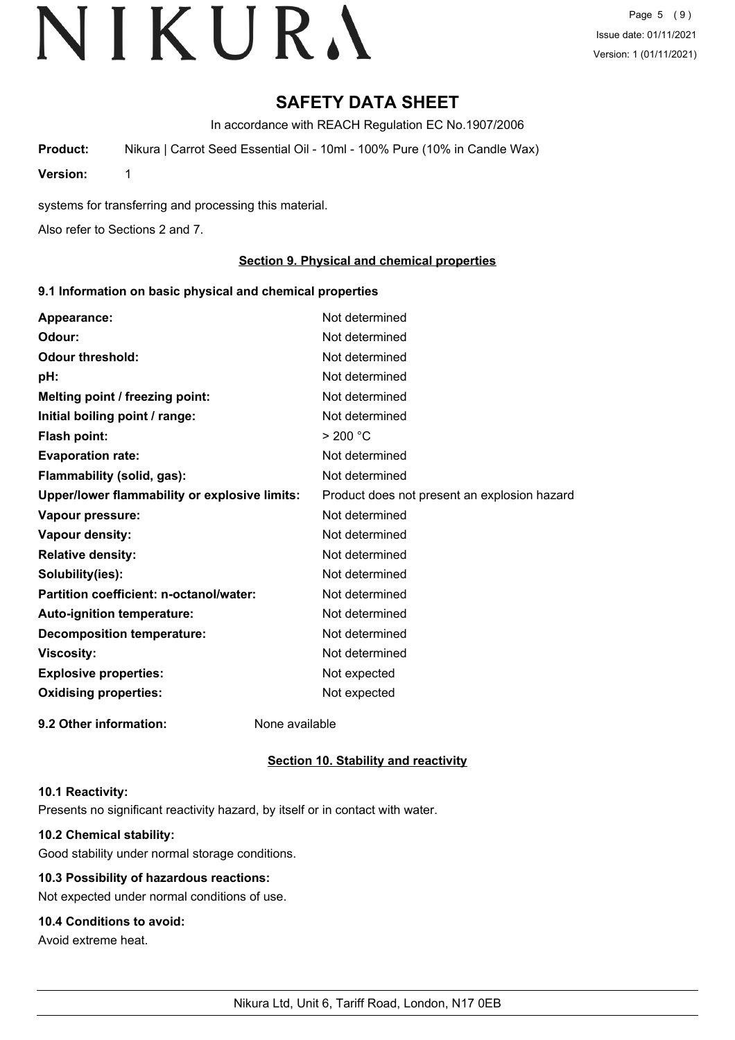# SAFETY DATA SHEET

In accordance with REACH Regulation EC No.1907/2006

**Product:** Nikura | Carrot Seed Essential Oil - 10ml - 100% Pure (10% in Candle Wax)

**Version:** 1

systems for transferring and processing this material.

Also refer to Sections 2 and 7.

## Section 9. Physical and chemical properties

### 9.1 Information on basic physical and chemical properties

| | |
|---|---|
| **Appearance:** | Not determined |
| **Odour:** | Not determined |
| **Odour threshold:** | Not determined |
| **pH:** | Not determined |
| **Melting point / freezing point:** | Not determined |
| **Initial boiling point / range:** | Not determined |
| **Flash point:** | > 200 °C |
| **Evaporation rate:** | Not determined |
| **Flammability (solid, gas):** | Not determined |
| **Upper/lower flammability or explosive limits:** | Product does not present an explosion hazard |
| **Vapour pressure:** | Not determined |
| **Vapour density:** | Not determined |
| **Relative density:** | Not determined |
| **Solubility(ies):** | Not determined |
| **Partition coefficient: n-octanol/water:** | Not determined |
| **Auto-ignition temperature:** | Not determined |
| **Decomposition temperature:** | Not determined |
| **Viscosity:** | Not determined |
| **Explosive properties:** | Not expected |
| **Oxidising properties:** | Not expected |

**9.2 Other information:** None available

## Section 10. Stability and reactivity

### 10.1 Reactivity:

Presents no significant reactivity hazard, by itself or in contact with water.

### 10.2 Chemical stability:

Good stability under normal storage conditions.

### 10.3 Possibility of hazardous reactions:

Not expected under normal conditions of use.

### 10.4 Conditions to avoid:

Avoid extreme heat.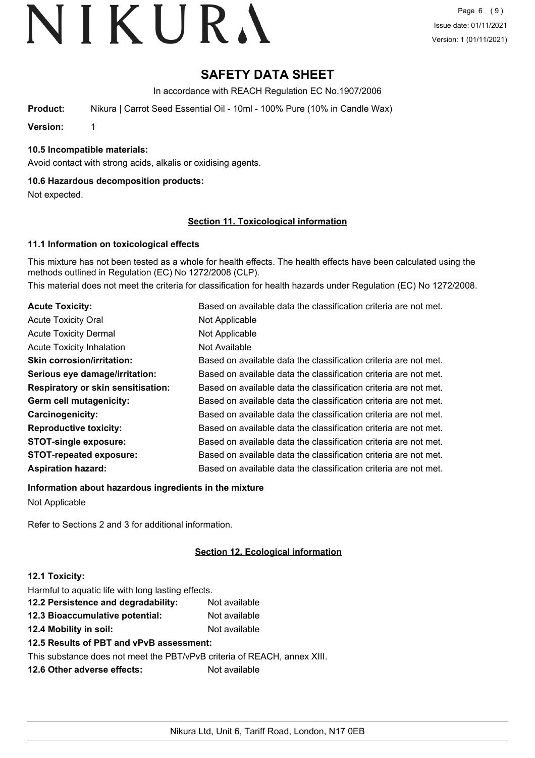# SAFETY DATA SHEET

In accordance with REACH Regulation EC No.1907/2006

**Product:** Nikura | Carrot Seed Essential Oil - 10ml - 100% Pure (10% in Candle Wax)

**Version:** 1

### 10.5 Incompatible materials:

Avoid contact with strong acids, alkalis or oxidising agents.

### 10.6 Hazardous decomposition products:

Not expected.

## Section 11. Toxicological information

### 11.1 Information on toxicological effects

This mixture has not been tested as a whole for health effects. The health effects have been calculated using the methods outlined in Regulation (EC) No 1272/2008 (CLP).

This material does not meet the criteria for classification for health hazards under Regulation (EC) No 1272/2008.

| | |
|---|---|
| **Acute Toxicity:** | Based on available data the classification criteria are not met. |
| Acute Toxicity Oral | Not Applicable |
| Acute Toxicity Dermal | Not Applicable |
| Acute Toxicity Inhalation | Not Available |
| **Skin corrosion/irritation:** | Based on available data the classification criteria are not met. |
| **Serious eye damage/irritation:** | Based on available data the classification criteria are not met. |
| **Respiratory or skin sensitisation:** | Based on available data the classification criteria are not met. |
| **Germ cell mutagenicity:** | Based on available data the classification criteria are not met. |
| **Carcinogenicity:** | Based on available data the classification criteria are not met. |
| **Reproductive toxicity:** | Based on available data the classification criteria are not met. |
| **STOT-single exposure:** | Based on available data the classification criteria are not met. |
| **STOT-repeated exposure:** | Based on available data the classification criteria are not met. |
| **Aspiration hazard:** | Based on available data the classification criteria are not met. |

**Information about hazardous ingredients in the mixture**

Not Applicable

Refer to Sections 2 and 3 for additional information.

## Section 12. Ecological information

### 12.1 Toxicity:

Harmful to aquatic life with long lasting effects.

**12.2 Persistence and degradability:** Not available

**12.3 Bioaccumulative potential:** Not available

**12.4 Mobility in soil:** Not available

**12.5 Results of PBT and vPvB assessment:**

This substance does not meet the PBT/vPvB criteria of REACH, annex XIII.

**12.6 Other adverse effects:** Not available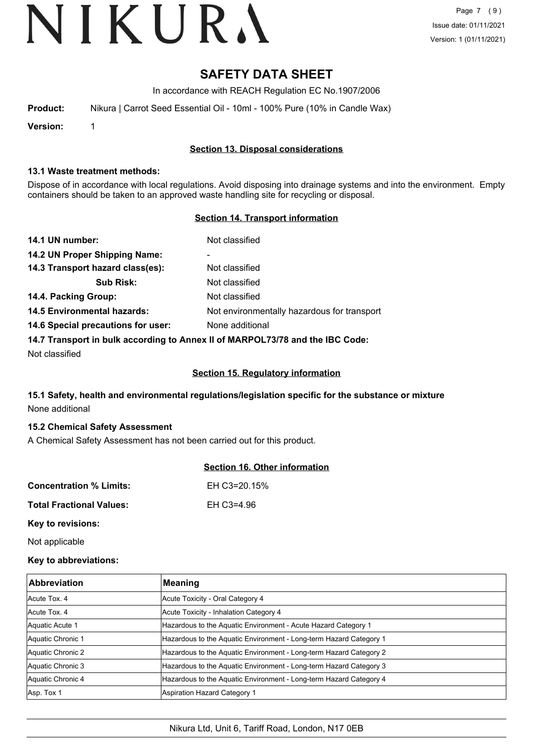# SAFETY DATA SHEET

In accordance with REACH Regulation EC No.1907/2006

**Product:** Nikura | Carrot Seed Essential Oil - 10ml - 100% Pure (10% in Candle Wax)

**Version:** 1

## Section 13. Disposal considerations

### 13.1 Waste treatment methods:

Dispose of in accordance with local regulations. Avoid disposing into drainage systems and into the environment. Empty containers should be taken to an approved waste handling site for recycling or disposal.

## Section 14. Transport information

**14.1 UN number:** Not classified

**14.2 UN Proper Shipping Name:** -

**14.3 Transport hazard class(es):** Not classified

**Sub Risk:** Not classified

**14.4. Packing Group:** Not classified

**14.5 Environmental hazards:** Not environmentally hazardous for transport

**14.6 Special precautions for user:** None additional

**14.7 Transport in bulk according to Annex II of MARPOL73/78 and the IBC Code:**

Not classified

## Section 15. Regulatory information

### 15.1 Safety, health and environmental regulations/legislation specific for the substance or mixture

None additional

### 15.2 Chemical Safety Assessment

A Chemical Safety Assessment has not been carried out for this product.

## Section 16. Other information

**Concentration % Limits:** EH C3=20.15%

**Total Fractional Values:** EH C3=4.96

**Key to revisions:**

Not applicable

**Key to abbreviations:**

| Abbreviation | Meaning |
|---|---|
| Acute Tox. 4 | Acute Toxicity - Oral Category 4 |
| Acute Tox. 4 | Acute Toxicity - Inhalation Category 4 |
| Aquatic Acute 1 | Hazardous to the Aquatic Environment - Acute Hazard Category 1 |
| Aquatic Chronic 1 | Hazardous to the Aquatic Environment - Long-term Hazard Category 1 |
| Aquatic Chronic 2 | Hazardous to the Aquatic Environment - Long-term Hazard Category 2 |
| Aquatic Chronic 3 | Hazardous to the Aquatic Environment - Long-term Hazard Category 3 |
| Aquatic Chronic 4 | Hazardous to the Aquatic Environment - Long-term Hazard Category 4 |
| Asp. Tox 1 | Aspiration Hazard Category 1 |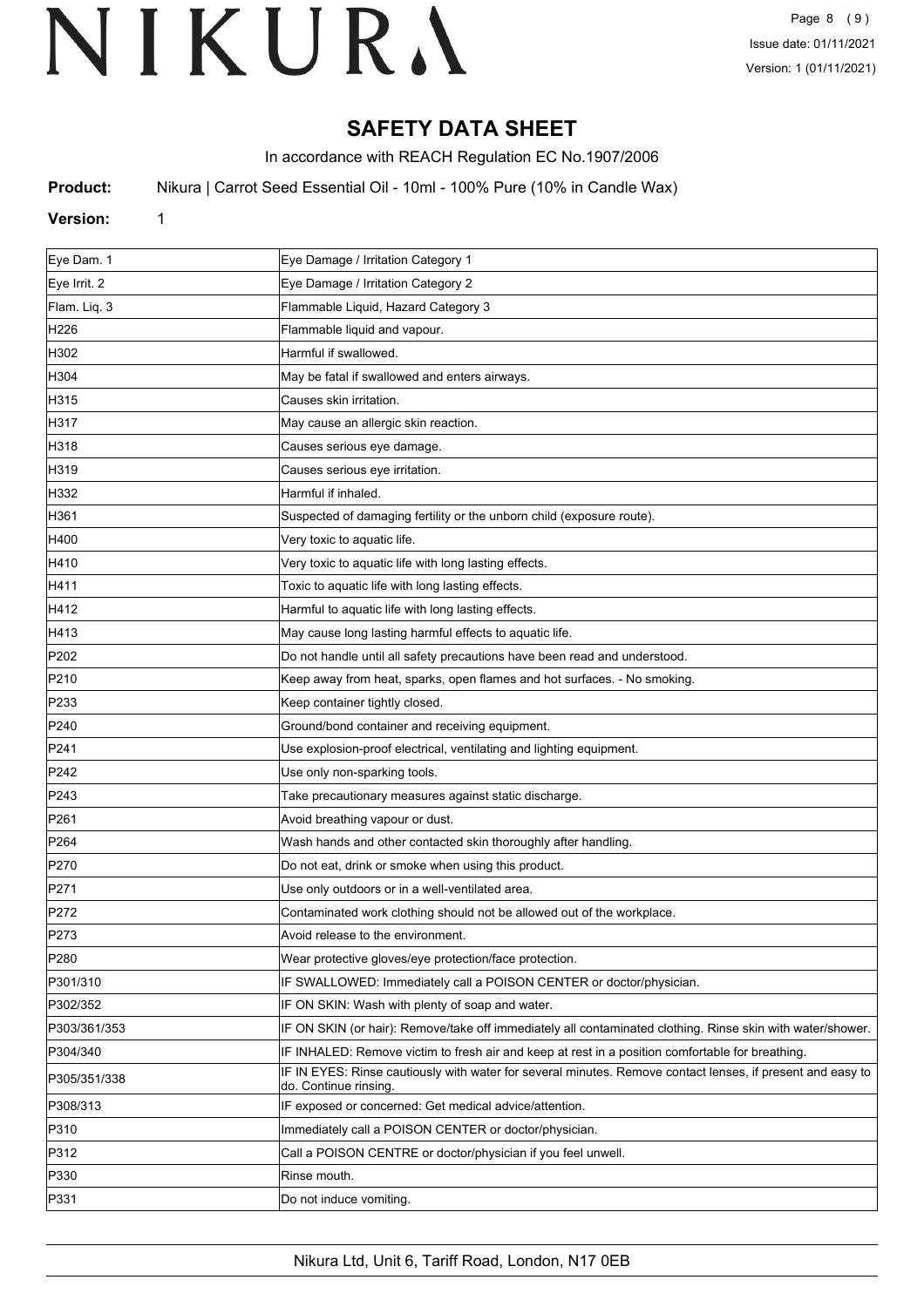# SAFETY DATA SHEET

In accordance with REACH Regulation EC No.1907/2006

**Product:** Nikura | Carrot Seed Essential Oil - 10ml - 100% Pure (10% in Candle Wax)

**Version:** 1

| | |
|---|---|
| Eye Dam. 1 | Eye Damage / Irritation Category 1 |
| Eye Irrit. 2 | Eye Damage / Irritation Category 2 |
| Flam. Liq. 3 | Flammable Liquid, Hazard Category 3 |
| H226 | Flammable liquid and vapour. |
| H302 | Harmful if swallowed. |
| H304 | May be fatal if swallowed and enters airways. |
| H315 | Causes skin irritation. |
| H317 | May cause an allergic skin reaction. |
| H318 | Causes serious eye damage. |
| H319 | Causes serious eye irritation. |
| H332 | Harmful if inhaled. |
| H361 | Suspected of damaging fertility or the unborn child (exposure route). |
| H400 | Very toxic to aquatic life. |
| H410 | Very toxic to aquatic life with long lasting effects. |
| H411 | Toxic to aquatic life with long lasting effects. |
| H412 | Harmful to aquatic life with long lasting effects. |
| H413 | May cause long lasting harmful effects to aquatic life. |
| P202 | Do not handle until all safety precautions have been read and understood. |
| P210 | Keep away from heat, sparks, open flames and hot surfaces. - No smoking. |
| P233 | Keep container tightly closed. |
| P240 | Ground/bond container and receiving equipment. |
| P241 | Use explosion-proof electrical, ventilating and lighting equipment. |
| P242 | Use only non-sparking tools. |
| P243 | Take precautionary measures against static discharge. |
| P261 | Avoid breathing vapour or dust. |
| P264 | Wash hands and other contacted skin thoroughly after handling. |
| P270 | Do not eat, drink or smoke when using this product. |
| P271 | Use only outdoors or in a well-ventilated area. |
| P272 | Contaminated work clothing should not be allowed out of the workplace. |
| P273 | Avoid release to the environment. |
| P280 | Wear protective gloves/eye protection/face protection. |
| P301/310 | IF SWALLOWED: Immediately call a POISON CENTER or doctor/physician. |
| P302/352 | IF ON SKIN: Wash with plenty of soap and water. |
| P303/361/353 | IF ON SKIN (or hair): Remove/take off immediately all contaminated clothing. Rinse skin with water/shower. |
| P304/340 | IF INHALED: Remove victim to fresh air and keep at rest in a position comfortable for breathing. |
| P305/351/338 | IF IN EYES: Rinse cautiously with water for several minutes. Remove contact lenses, if present and easy to do. Continue rinsing. |
| P308/313 | IF exposed or concerned: Get medical advice/attention. |
| P310 | Immediately call a POISON CENTER or doctor/physician. |
| P312 | Call a POISON CENTRE or doctor/physician if you feel unwell. |
| P330 | Rinse mouth. |
| P331 | Do not induce vomiting. |

Nikura Ltd, Unit 6, Tariff Road, London, N17 0EB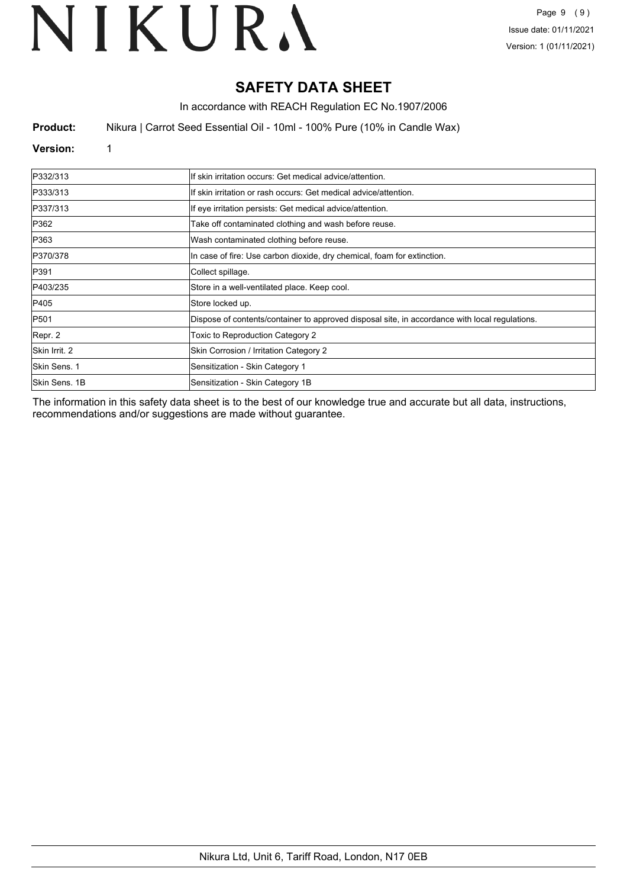# SAFETY DATA SHEET

In accordance with REACH Regulation EC No.1907/2006

**Product:** Nikura | Carrot Seed Essential Oil - 10ml - 100% Pure (10% in Candle Wax)

**Version:** 1

| | |
|---|---|
| P332/313 | If skin irritation occurs: Get medical advice/attention. |
| P333/313 | If skin irritation or rash occurs: Get medical advice/attention. |
| P337/313 | If eye irritation persists: Get medical advice/attention. |
| P362 | Take off contaminated clothing and wash before reuse. |
| P363 | Wash contaminated clothing before reuse. |
| P370/378 | In case of fire: Use carbon dioxide, dry chemical, foam for extinction. |
| P391 | Collect spillage. |
| P403/235 | Store in a well-ventilated place. Keep cool. |
| P405 | Store locked up. |
| P501 | Dispose of contents/container to approved disposal site, in accordance with local regulations. |
| Repr. 2 | Toxic to Reproduction Category 2 |
| Skin Irrit. 2 | Skin Corrosion / Irritation Category 2 |
| Skin Sens. 1 | Sensitization - Skin Category 1 |
| Skin Sens. 1B | Sensitization - Skin Category 1B |

The information in this safety data sheet is to the best of our knowledge true and accurate but all data, instructions, recommendations and/or suggestions are made without guarantee.

Nikura Ltd, Unit 6, Tariff Road, London, N17 0EB